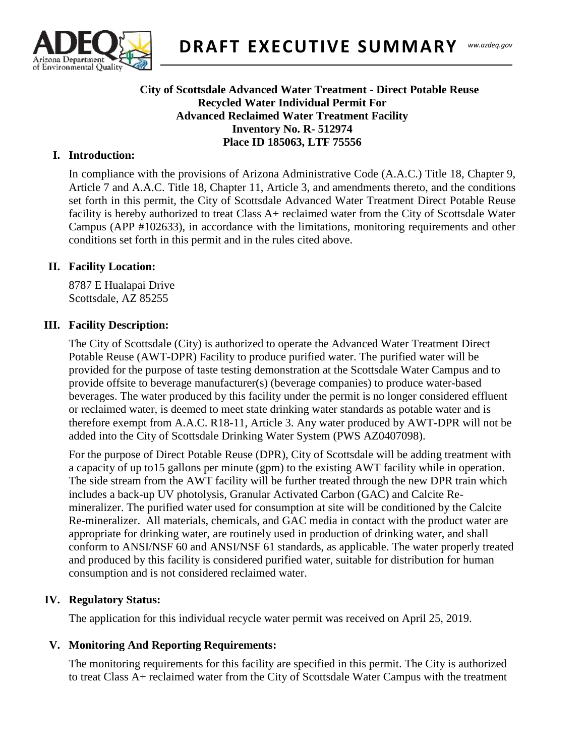# DRAFT EXECUTIVE SUMMARY

**City of Scottsdale Advanced Water Treatment - Direct Potable Reuse**
**Recycled Water Individual Permit For**
**Advanced Reclaimed Water Treatment Facility**
**Inventory No. R- 512974**
**Place ID 185063, LTF 75556**

## I. Introduction:

In compliance with the provisions of Arizona Administrative Code (A.A.C.) Title 18, Chapter 9, Article 7 and A.A.C. Title 18, Chapter 11, Article 3, and amendments thereto, and the conditions set forth in this permit, the City of Scottsdale Advanced Water Treatment Direct Potable Reuse facility is hereby authorized to treat Class A+ reclaimed water from the City of Scottsdale Water Campus (APP #102633), in accordance with the limitations, monitoring requirements and other conditions set forth in this permit and in the rules cited above.

## II. Facility Location:

8787 E Hualapai Drive
Scottsdale, AZ 85255

## III. Facility Description:

The City of Scottsdale (City) is authorized to operate the Advanced Water Treatment Direct Potable Reuse (AWT-DPR) Facility to produce purified water. The purified water will be provided for the purpose of taste testing demonstration at the Scottsdale Water Campus and to provide offsite to beverage manufacturer(s) (beverage companies) to produce water-based beverages. The water produced by this facility under the permit is no longer considered effluent or reclaimed water, is deemed to meet state drinking water standards as potable water and is therefore exempt from A.A.C. R18-11, Article 3. Any water produced by AWT-DPR will not be added into the City of Scottsdale Drinking Water System (PWS AZ0407098).

For the purpose of Direct Potable Reuse (DPR), City of Scottsdale will be adding treatment with a capacity of up to15 gallons per minute (gpm) to the existing AWT facility while in operation. The side stream from the AWT facility will be further treated through the new DPR train which includes a back-up UV photolysis, Granular Activated Carbon (GAC) and Calcite Re-mineralizer. The purified water used for consumption at site will be conditioned by the Calcite Re-mineralizer. All materials, chemicals, and GAC media in contact with the product water are appropriate for drinking water, are routinely used in production of drinking water, and shall conform to ANSI/NSF 60 and ANSI/NSF 61 standards, as applicable. The water properly treated and produced by this facility is considered purified water, suitable for distribution for human consumption and is not considered reclaimed water.

## IV. Regulatory Status:

The application for this individual recycle water permit was received on April 25, 2019.

## V. Monitoring And Reporting Requirements:

The monitoring requirements for this facility are specified in this permit. The City is authorized to treat Class A+ reclaimed water from the City of Scottsdale Water Campus with the treatment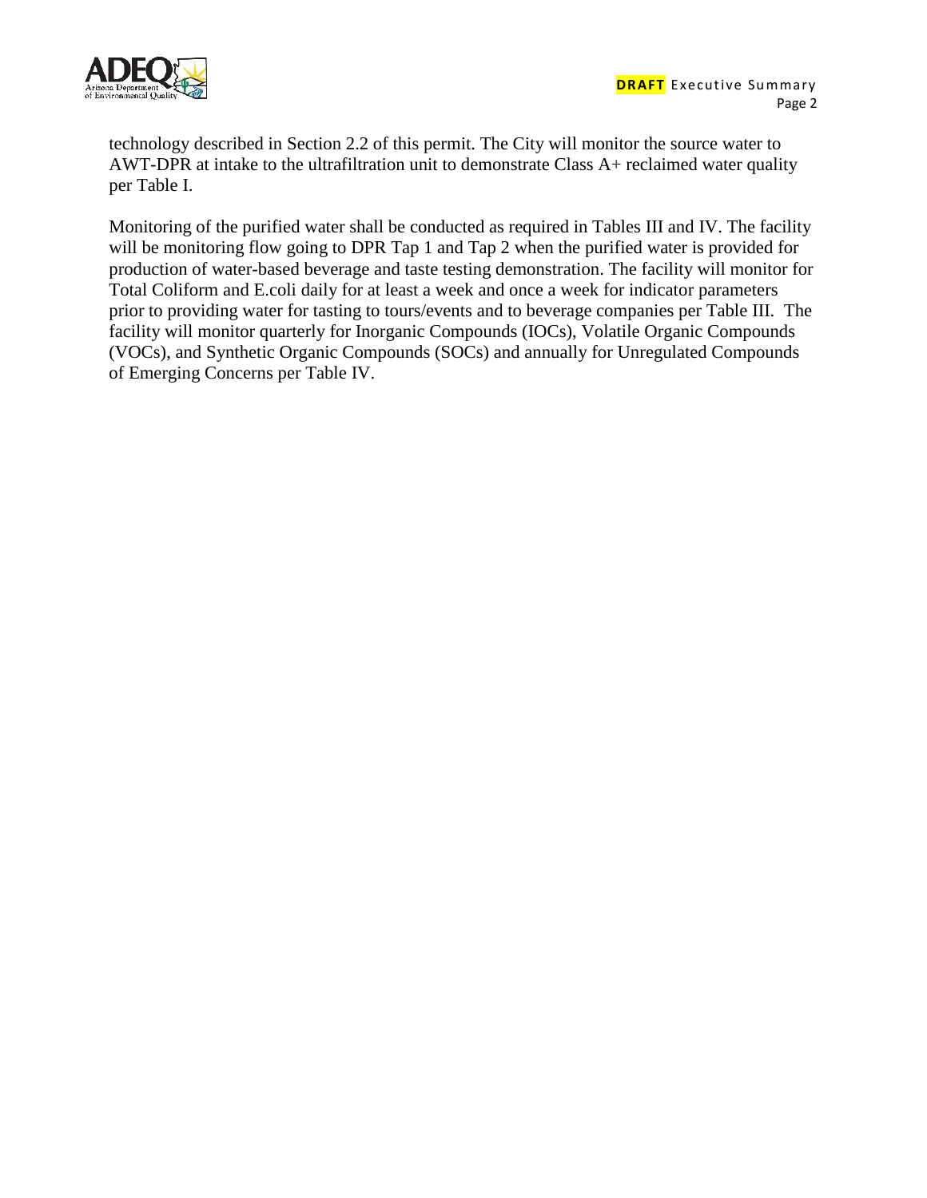technology described in Section 2.2 of this permit. The City will monitor the source water to AWT-DPR at intake to the ultrafiltration unit to demonstrate Class A+ reclaimed water quality per Table I.

Monitoring of the purified water shall be conducted as required in Tables III and IV. The facility will be monitoring flow going to DPR Tap 1 and Tap 2 when the purified water is provided for production of water-based beverage and taste testing demonstration. The facility will monitor for Total Coliform and E.coli daily for at least a week and once a week for indicator parameters prior to providing water for tasting to tours/events and to beverage companies per Table III. The facility will monitor quarterly for Inorganic Compounds (IOCs), Volatile Organic Compounds (VOCs), and Synthetic Organic Compounds (SOCs) and annually for Unregulated Compounds of Emerging Concerns per Table IV.